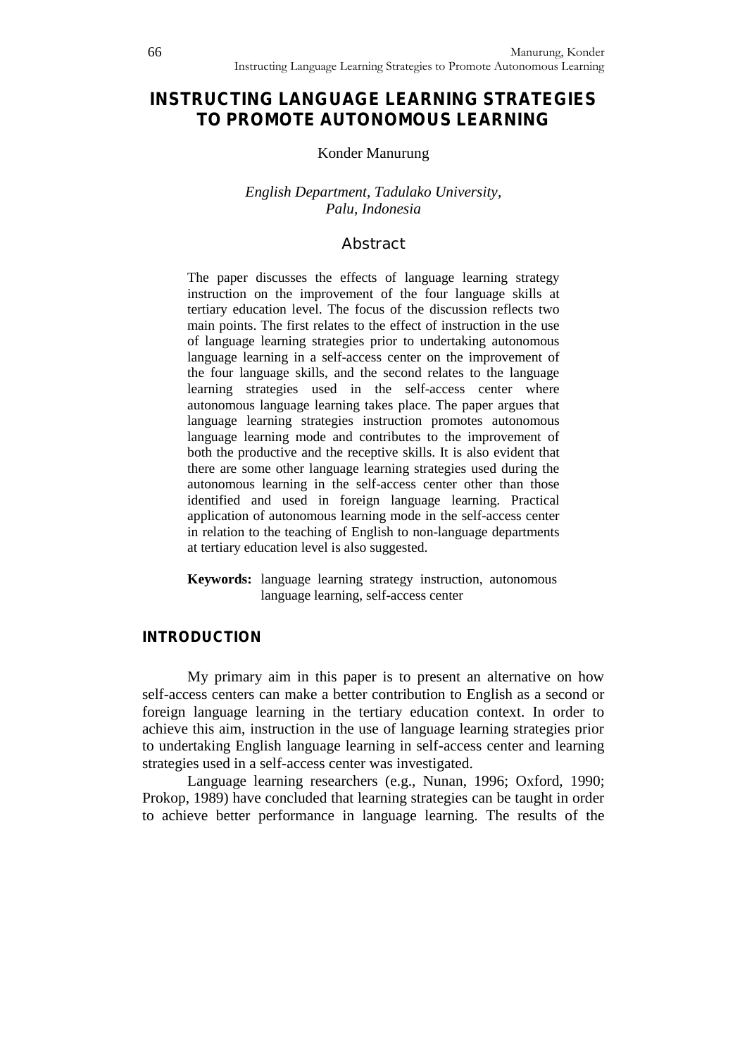# INSTRUCTING LANGUAGE LEARNING STRATEGIES TO PROMOTE AUTONOMOUS LEARNING

Konder Manurung

*English Department, Tadulako University, Palu, Indonesia*

## Abstract

The paper discusses the effects of language learning strategy instruction on the improvement of the four language skills at tertiary education level. The focus of the discussion reflects two main points. The first relates to the effect of instruction in the use of language learning strategies prior to undertaking autonomous language learning in a self-access center on the improvement of the four language skills, and the second relates to the language learning strategies used in the self-access center where autonomous language learning takes place. The paper argues that language learning strategies instruction promotes autonomous language learning mode and contributes to the improvement of both the productive and the receptive skills. It is also evident that there are some other language learning strategies used during the autonomous learning in the self-access center other than those identified and used in foreign language learning. Practical application of autonomous learning mode in the self-access center in relation to the teaching of English to non-language departments at tertiary education level is also suggested.

**Keywords:** language learning strategy instruction, autonomous language learning, self-access center

## INTRODUCTION

My primary aim in this paper is to present an alternative on how self-access centers can make a better contribution to English as a second or foreign language learning in the tertiary education context. In order to achieve this aim, instruction in the use of language learning strategies prior to undertaking English language learning in self-access center and learning strategies used in a self-access center was investigated.

Language learning researchers (e.g., Nunan, 1996; Oxford, 1990; Prokop, 1989) have concluded that learning strategies can be taught in order to achieve better performance in language learning. The results of the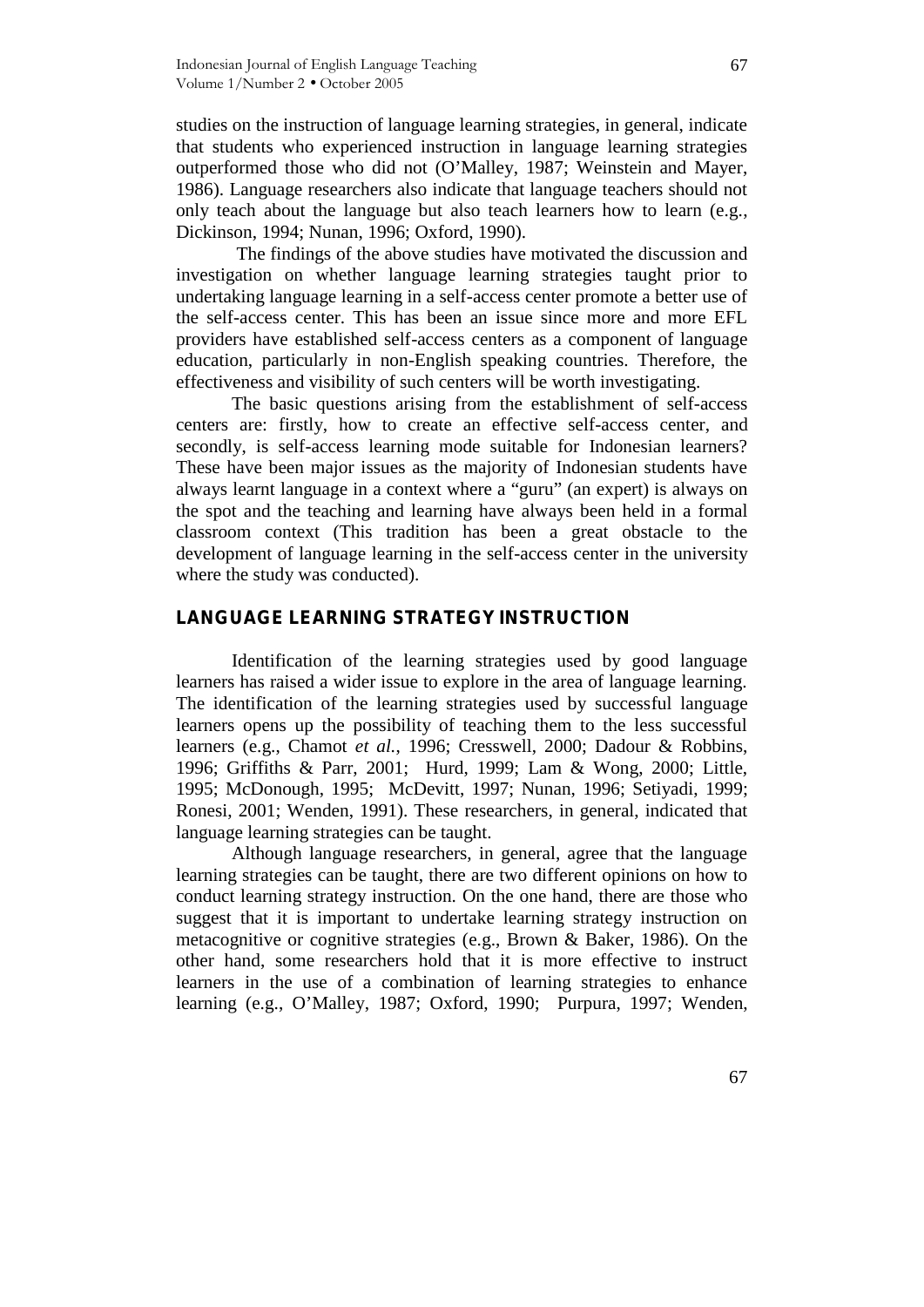studies on the instruction of language learning strategies, in general, indicate that students who experienced instruction in language learning strategies outperformed those who did not (O'Malley, 1987; Weinstein and Mayer, 1986). Language researchers also indicate that language teachers should not only teach about the language but also teach learners how to learn (e.g., Dickinson, 1994; Nunan, 1996; Oxford, 1990).

The findings of the above studies have motivated the discussion and investigation on whether language learning strategies taught prior to undertaking language learning in a self-access center promote a better use of the self-access center. This has been an issue since more and more EFL providers have established self-access centers as a component of language education, particularly in non-English speaking countries. Therefore, the effectiveness and visibility of such centers will be worth investigating.

The basic questions arising from the establishment of self-access centers are: firstly, how to create an effective self-access center, and secondly, is self-access learning mode suitable for Indonesian learners? These have been major issues as the majority of Indonesian students have always learnt language in a context where a "guru" (an expert) is always on the spot and the teaching and learning have always been held in a formal classroom context (This tradition has been a great obstacle to the development of language learning in the self-access center in the university where the study was conducted).

## LANGUAGE LEARNING STRATEGY INSTRUCTION

Identification of the learning strategies used by good language learners has raised a wider issue to explore in the area of language learning. The identification of the learning strategies used by successful language learners opens up the possibility of teaching them to the less successful learners (e.g., Chamot *et al.*, 1996; Cresswell, 2000; Dadour & Robbins, 1996; Griffiths & Parr, 2001; Hurd, 1999; Lam & Wong, 2000; Little, 1995; McDonough, 1995; McDevitt, 1997; Nunan, 1996; Setiyadi, 1999; Ronesi, 2001; Wenden, 1991). These researchers, in general, indicated that language learning strategies can be taught.

Although language researchers, in general, agree that the language learning strategies can be taught, there are two different opinions on how to conduct learning strategy instruction. On the one hand, there are those who suggest that it is important to undertake learning strategy instruction on metacognitive or cognitive strategies (e.g., Brown & Baker, 1986). On the other hand, some researchers hold that it is more effective to instruct learners in the use of a combination of learning strategies to enhance learning (e.g., O'Malley, 1987; Oxford, 1990; Purpura, 1997; Wenden,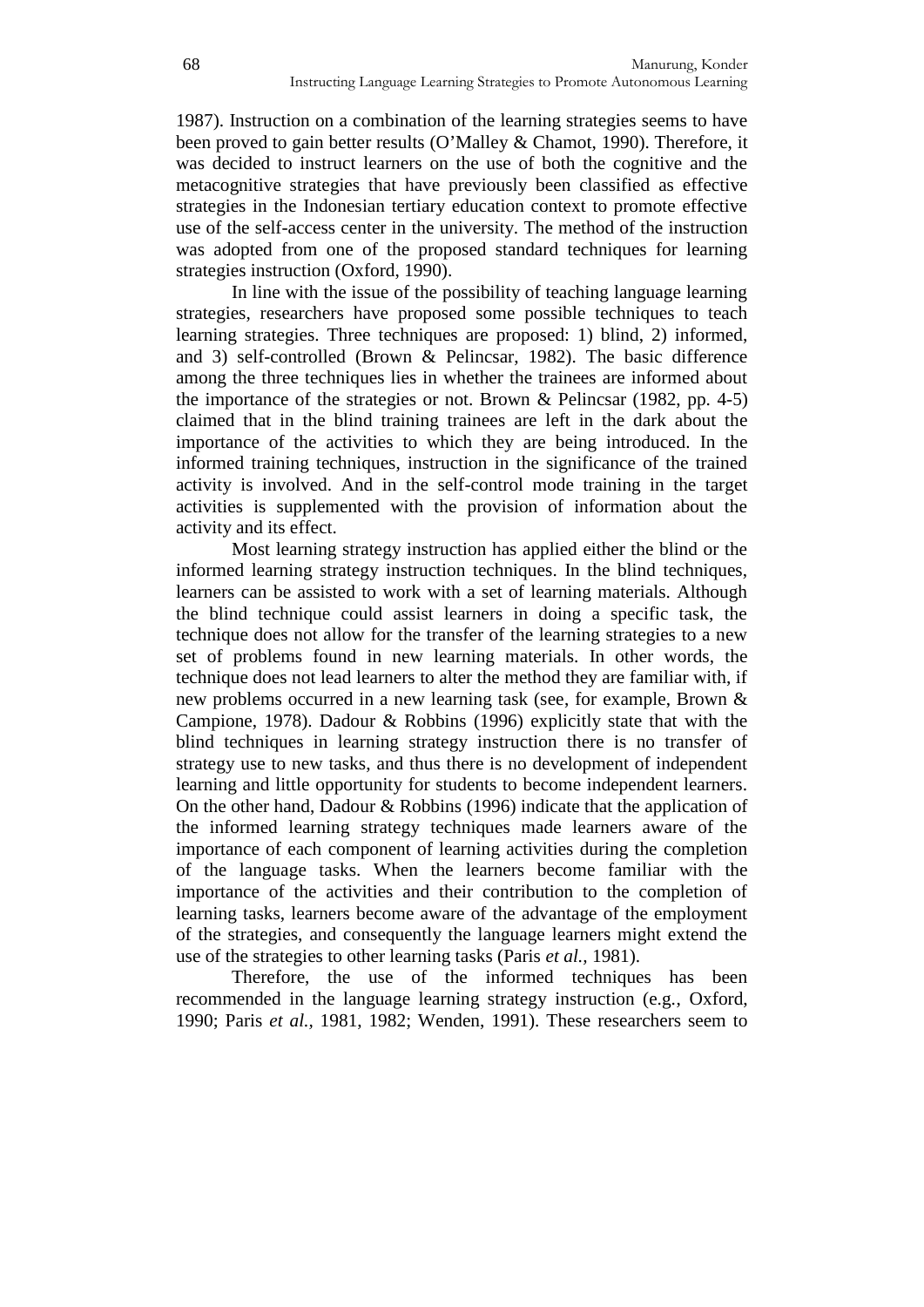1987). Instruction on a combination of the learning strategies seems to have been proved to gain better results (O'Malley & Chamot, 1990). Therefore, it was decided to instruct learners on the use of both the cognitive and the metacognitive strategies that have previously been classified as effective strategies in the Indonesian tertiary education context to promote effective use of the self-access center in the university. The method of the instruction was adopted from one of the proposed standard techniques for learning strategies instruction (Oxford, 1990).

In line with the issue of the possibility of teaching language learning strategies, researchers have proposed some possible techniques to teach learning strategies. Three techniques are proposed: 1) blind, 2) informed, and 3) self-controlled (Brown & Pelincsar, 1982). The basic difference among the three techniques lies in whether the trainees are informed about the importance of the strategies or not. Brown & Pelincsar (1982, pp. 4-5) claimed that in the blind training trainees are left in the dark about the importance of the activities to which they are being introduced. In the informed training techniques, instruction in the significance of the trained activity is involved. And in the self-control mode training in the target activities is supplemented with the provision of information about the activity and its effect.

Most learning strategy instruction has applied either the blind or the informed learning strategy instruction techniques. In the blind techniques, learners can be assisted to work with a set of learning materials. Although the blind technique could assist learners in doing a specific task, the technique does not allow for the transfer of the learning strategies to a new set of problems found in new learning materials. In other words, the technique does not lead learners to alter the method they are familiar with, if new problems occurred in a new learning task (see, for example, Brown & Campione, 1978). Dadour & Robbins (1996) explicitly state that with the blind techniques in learning strategy instruction there is no transfer of strategy use to new tasks, and thus there is no development of independent learning and little opportunity for students to become independent learners. On the other hand, Dadour & Robbins (1996) indicate that the application of the informed learning strategy techniques made learners aware of the importance of each component of learning activities during the completion of the language tasks. When the learners become familiar with the importance of the activities and their contribution to the completion of learning tasks, learners become aware of the advantage of the employment of the strategies, and consequently the language learners might extend the use of the strategies to other learning tasks (Paris *et al.*, 1981).

Therefore, the use of the informed techniques has been recommended in the language learning strategy instruction (e.g., Oxford, 1990; Paris *et al.*, 1981, 1982; Wenden, 1991). These researchers seem to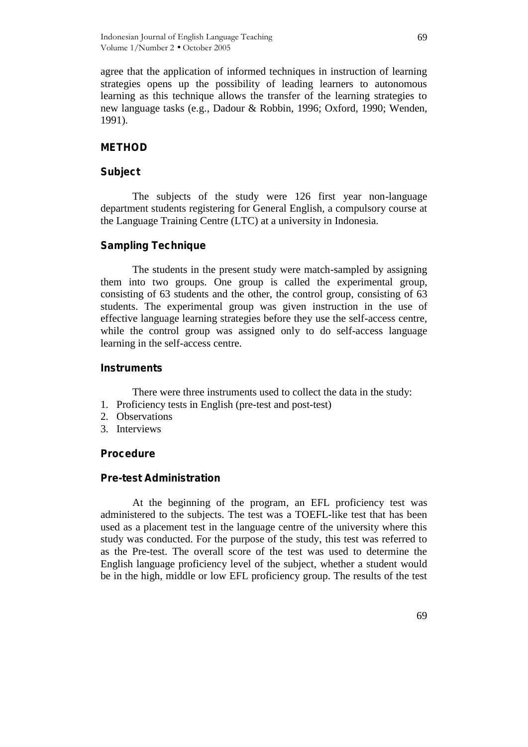agree that the application of informed techniques in instruction of learning strategies opens up the possibility of leading learners to autonomous learning as this technique allows the transfer of the learning strategies to new language tasks (e.g., Dadour & Robbin, 1996; Oxford, 1990; Wenden, 1991).

## METHOD

### Subject

The subjects of the study were 126 first year non-language department students registering for General English, a compulsory course at the Language Training Centre (LTC) at a university in Indonesia.

### Sampling Technique

The students in the present study were match-sampled by assigning them into two groups. One group is called the experimental group, consisting of 63 students and the other, the control group, consisting of 63 students. The experimental group was given instruction in the use of effective language learning strategies before they use the self-access centre, while the control group was assigned only to do self-access language learning in the self-access centre.

### Instruments

There were three instruments used to collect the data in the study:

1. Proficiency tests in English (pre-test and post-test)
2. Observations
3. Interviews

### Procedure

#### Pre-test Administration

At the beginning of the program, an EFL proficiency test was administered to the subjects. The test was a TOEFL-like test that has been used as a placement test in the language centre of the university where this study was conducted. For the purpose of the study, this test was referred to as the Pre-test. The overall score of the test was used to determine the English language proficiency level of the subject, whether a student would be in the high, middle or low EFL proficiency group. The results of the test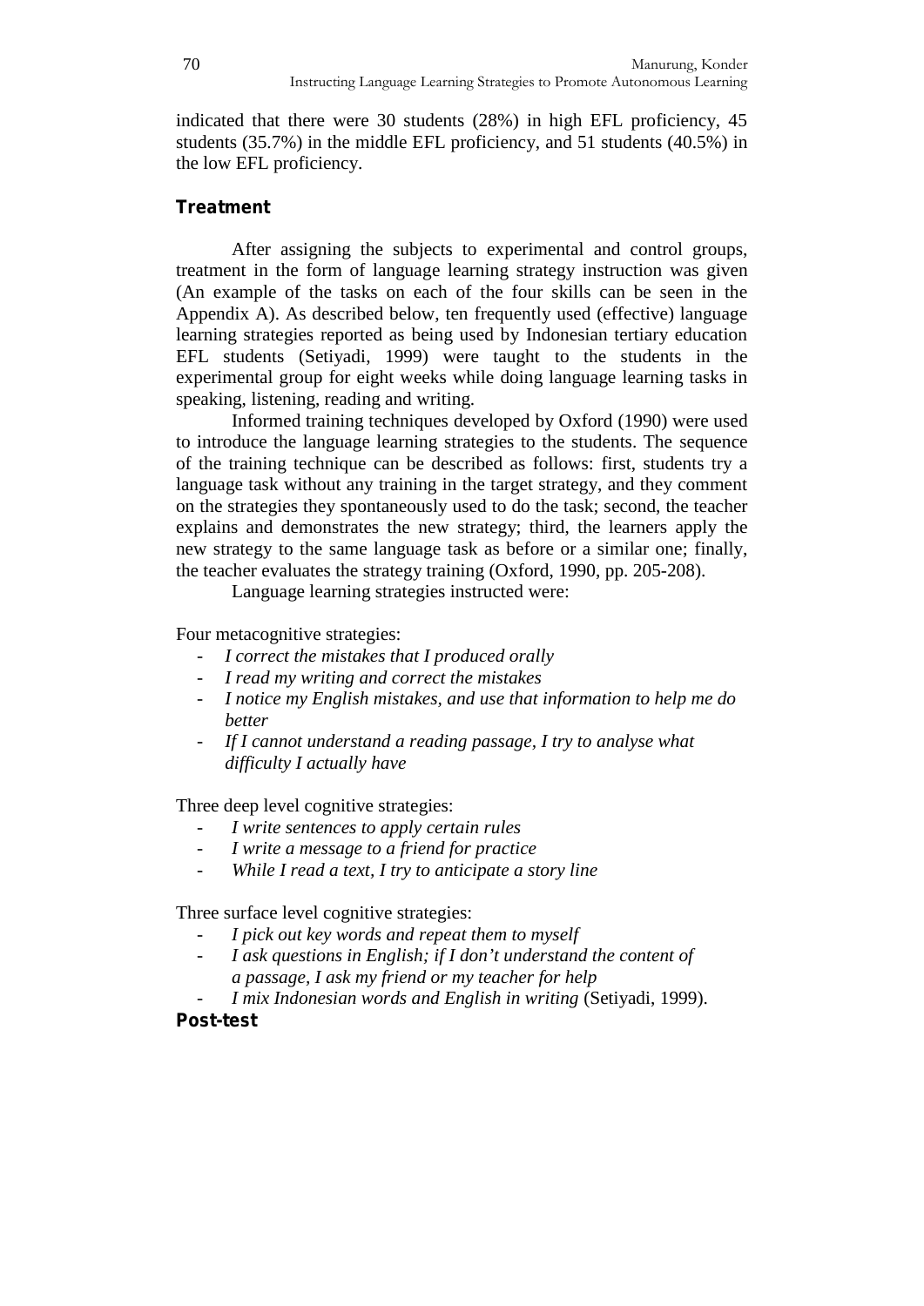indicated that there were 30 students (28%) in high EFL proficiency, 45 students (35.7%) in the middle EFL proficiency, and 51 students (40.5%) in the low EFL proficiency.

### Treatment

After assigning the subjects to experimental and control groups, treatment in the form of language learning strategy instruction was given (An example of the tasks on each of the four skills can be seen in the Appendix A). As described below, ten frequently used (effective) language learning strategies reported as being used by Indonesian tertiary education EFL students (Setiyadi, 1999) were taught to the students in the experimental group for eight weeks while doing language learning tasks in speaking, listening, reading and writing.

Informed training techniques developed by Oxford (1990) were used to introduce the language learning strategies to the students. The sequence of the training technique can be described as follows: first, students try a language task without any training in the target strategy, and they comment on the strategies they spontaneously used to do the task; second, the teacher explains and demonstrates the new strategy; third, the learners apply the new strategy to the same language task as before or a similar one; finally, the teacher evaluates the strategy training (Oxford, 1990, pp. 205-208).

Language learning strategies instructed were:

Four metacognitive strategies:

- *I correct the mistakes that I produced orally*
- *I read my writing and correct the mistakes*
- *I notice my English mistakes, and use that information to help me do better*
- *If I cannot understand a reading passage, I try to analyse what difficulty I actually have*

Three deep level cognitive strategies:

- *I write sentences to apply certain rules*
- *I write a message to a friend for practice*
- *While I read a text, I try to anticipate a story line*

Three surface level cognitive strategies:

- *I pick out key words and repeat them to myself*
- *I ask questions in English; if I don't understand the content of a passage, I ask my friend or my teacher for help*
- *I mix Indonesian words and English in writing* (Setiyadi, 1999).

### Post-test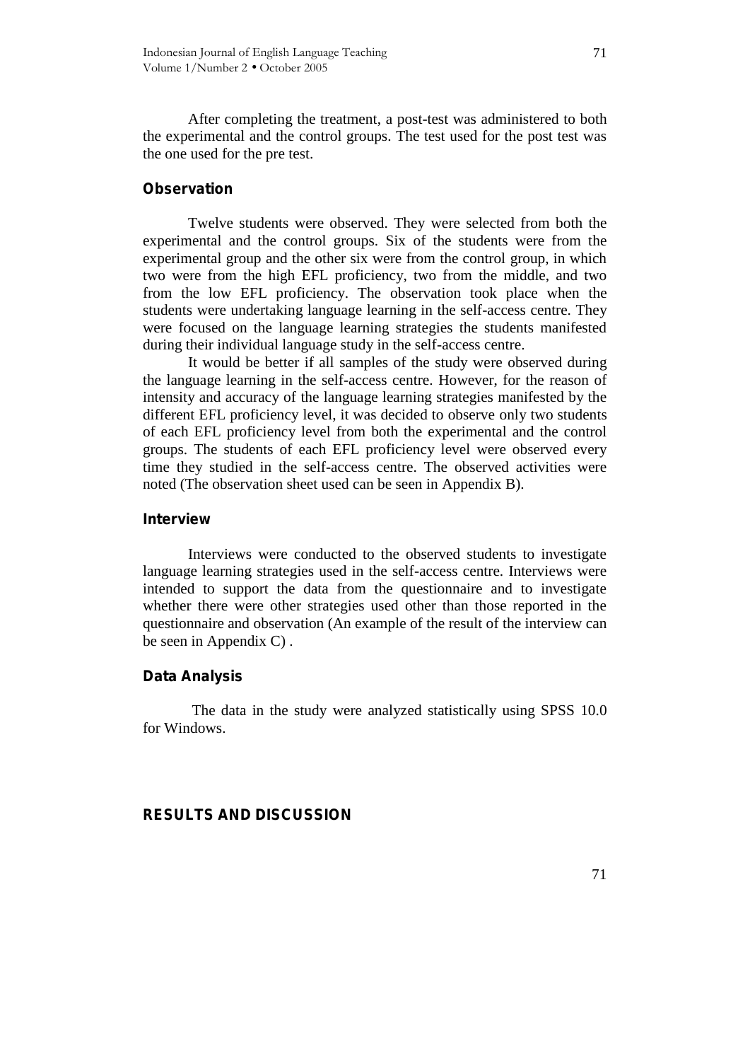After completing the treatment, a post-test was administered to both the experimental and the control groups. The test used for the post test was the one used for the pre test.

### Observation

Twelve students were observed. They were selected from both the experimental and the control groups. Six of the students were from the experimental group and the other six were from the control group, in which two were from the high EFL proficiency, two from the middle, and two from the low EFL proficiency. The observation took place when the students were undertaking language learning in the self-access centre. They were focused on the language learning strategies the students manifested during their individual language study in the self-access centre.

It would be better if all samples of the study were observed during the language learning in the self-access centre. However, for the reason of intensity and accuracy of the language learning strategies manifested by the different EFL proficiency level, it was decided to observe only two students of each EFL proficiency level from both the experimental and the control groups. The students of each EFL proficiency level were observed every time they studied in the self-access centre. The observed activities were noted (The observation sheet used can be seen in Appendix B).

### Interview

Interviews were conducted to the observed students to investigate language learning strategies used in the self-access centre. Interviews were intended to support the data from the questionnaire and to investigate whether there were other strategies used other than those reported in the questionnaire and observation (An example of the result of the interview can be seen in Appendix C) .

### Data Analysis

The data in the study were analyzed statistically using SPSS 10.0 for Windows.

## RESULTS AND DISCUSSION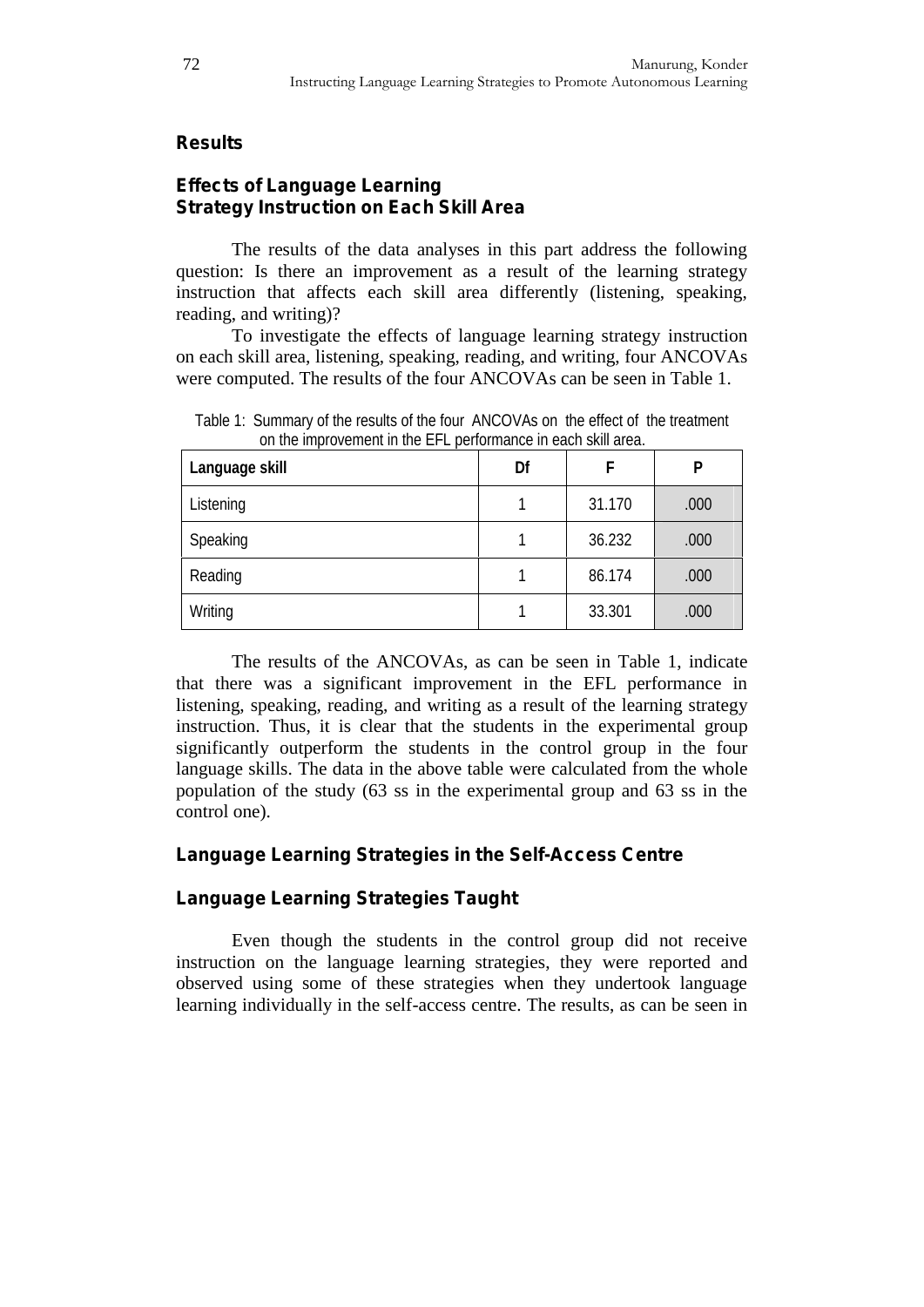## Results

### Effects of Language Learning Strategy Instruction on Each Skill Area

The results of the data analyses in this part address the following question: Is there an improvement as a result of the learning strategy instruction that affects each skill area differently (listening, speaking, reading, and writing)?

To investigate the effects of language learning strategy instruction on each skill area, listening, speaking, reading, and writing, four ANCOVAs were computed. The results of the four ANCOVAs can be seen in Table 1.

Table 1: Summary of the results of the four ANCOVAs on the effect of the treatment on the improvement in the EFL performance in each skill area.

| Language skill | Df | F | P |
|---|---|---|---|
| Listening | 1 | 31.170 | .000 |
| Speaking | 1 | 36.232 | .000 |
| Reading | 1 | 86.174 | .000 |
| Writing | 1 | 33.301 | .000 |

The results of the ANCOVAs, as can be seen in Table 1, indicate that there was a significant improvement in the EFL performance in listening, speaking, reading, and writing as a result of the learning strategy instruction. Thus, it is clear that the students in the experimental group significantly outperform the students in the control group in the four language skills. The data in the above table were calculated from the whole population of the study (63 ss in the experimental group and 63 ss in the control one).

### Language Learning Strategies in the Self-Access Centre

### Language Learning Strategies Taught

Even though the students in the control group did not receive instruction on the language learning strategies, they were reported and observed using some of these strategies when they undertook language learning individually in the self-access centre. The results, as can be seen in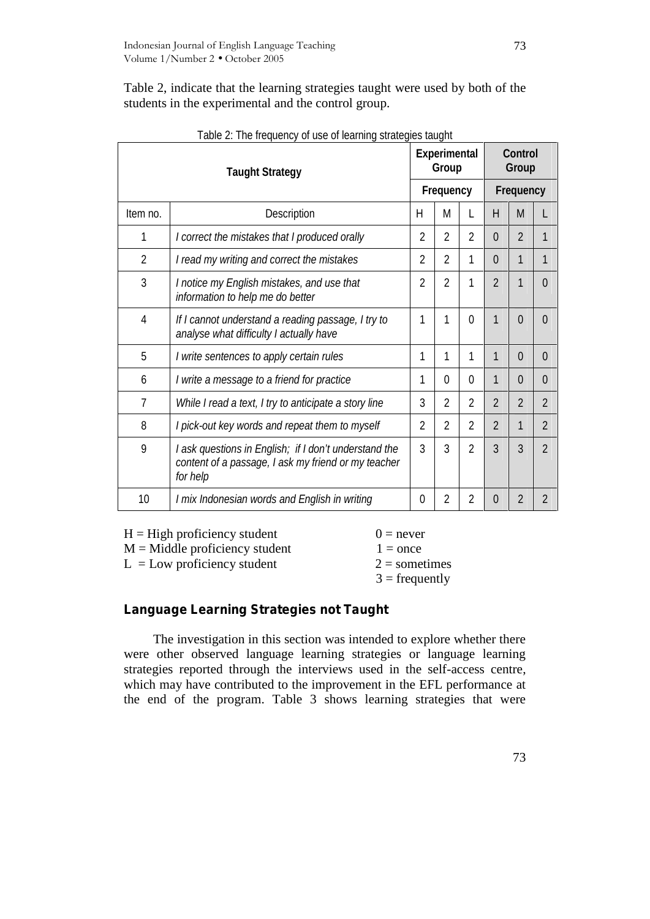Table 2, indicate that the learning strategies taught were used by both of the students in the experimental and the control group.

Table 2: The frequency of use of learning strategies taught

| Taught Strategy | | Experimental Group | | | Control Group | | |
|---|---|---|---|---|---|---|---|
| | | Frequency | | | Frequency | | |
| Item no. | Description | H | M | L | H | M | L |
| 1 | *I correct the mistakes that I produced orally* | 2 | 2 | 2 | 0 | 2 | 1 |
| 2 | *I read my writing and correct the mistakes* | 2 | 2 | 1 | 0 | 1 | 1 |
| 3 | *I notice my English mistakes, and use that information to help me do better* | 2 | 2 | 1 | 2 | 1 | 0 |
| 4 | *If I cannot understand a reading passage, I try to analyse what difficulty I actually have* | 1 | 1 | 0 | 1 | 0 | 0 |
| 5 | *I write sentences to apply certain rules* | 1 | 1 | 1 | 1 | 0 | 0 |
| 6 | *I write a message to a friend for practice* | 1 | 0 | 0 | 1 | 0 | 0 |
| 7 | *While I read a text, I try to anticipate a story line* | 3 | 2 | 2 | 2 | 2 | 2 |
| 8 | *I pick-out key words and repeat them to myself* | 2 | 2 | 2 | 2 | 1 | 2 |
| 9 | *I ask questions in English; if I don't understand the content of a passage, I ask my friend or my teacher for help* | 3 | 3 | 2 | 3 | 3 | 2 |
| 10 | *I mix Indonesian words and English in writing* | 0 | 2 | 2 | 0 | 2 | 2 |

H = High proficiency student  
M = Middle proficiency student  
L = Low proficiency student

0 = never  
1 = once  
2 = sometimes  
3 = frequently

### Language Learning Strategies not Taught

The investigation in this section was intended to explore whether there were other observed language learning strategies or language learning strategies reported through the interviews used in the self-access centre, which may have contributed to the improvement in the EFL performance at the end of the program. Table 3 shows learning strategies that were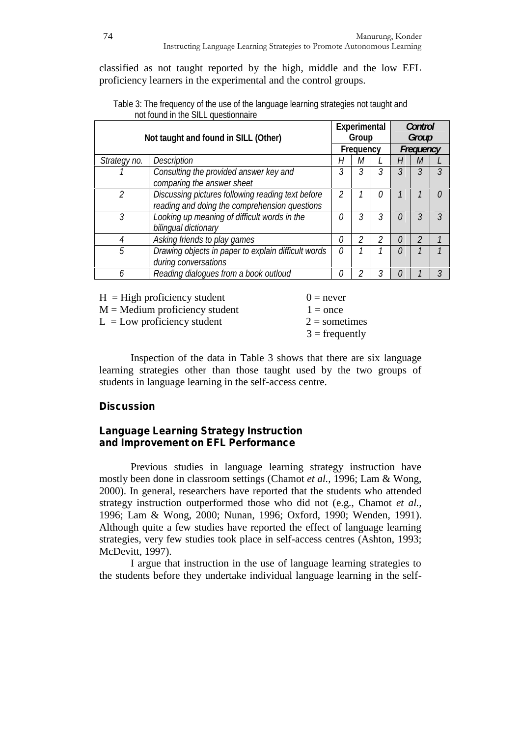classified as not taught reported by the high, middle and the low EFL proficiency learners in the experimental and the control groups.

Table 3: The frequency of the use of the language learning strategies not taught and not found in the SILL questionnaire

| Not taught and found in SILL (Other) | | Experimental Group | | | Control Group | | |
|---|---|---|---|---|---|---|---|
| | | Frequency | | | Frequency | | |
| *Strategy no.* | *Description* | *H* | *M* | *L* | *H* | *M* | *L* |
| *1* | *Consulting the provided answer key and comparing the answer sheet* | *3* | *3* | *3* | *3* | *3* | *3* |
| *2* | *Discussing pictures following reading text before reading and doing the comprehension questions* | *2* | *1* | *0* | *1* | *1* | *0* |
| *3* | *Looking up meaning of difficult words in the bilingual dictionary* | *0* | *3* | *3* | *0* | *3* | *3* |
| *4* | *Asking friends to play games* | *0* | *2* | *2* | *0* | *2* | *1* |
| *5* | *Drawing objects in paper to explain difficult words during conversations* | *0* | *1* | *1* | *0* | *1* | *1* |
| *6* | *Reading dialogues from a book outloud* | *0* | *2* | *3* | *0* | *1* | *3* |

H = High proficiency student
M = Medium proficiency student
L = Low proficiency student

0 = never
1 = once
2 = sometimes
3 = frequently

Inspection of the data in Table 3 shows that there are six language learning strategies other than those taught used by the two groups of students in language learning in the self-access centre.

## Discussion

### Language Learning Strategy Instruction and Improvement on EFL Performance

Previous studies in language learning strategy instruction have mostly been done in classroom settings (Chamot *et al.*, 1996; Lam & Wong, 2000). In general, researchers have reported that the students who attended strategy instruction outperformed those who did not (e.g., Chamot *et al.*, 1996; Lam & Wong, 2000; Nunan, 1996; Oxford, 1990; Wenden, 1991). Although quite a few studies have reported the effect of language learning strategies, very few studies took place in self-access centres (Ashton, 1993; McDevitt, 1997).

I argue that instruction in the use of language learning strategies to the students before they undertake individual language learning in the self-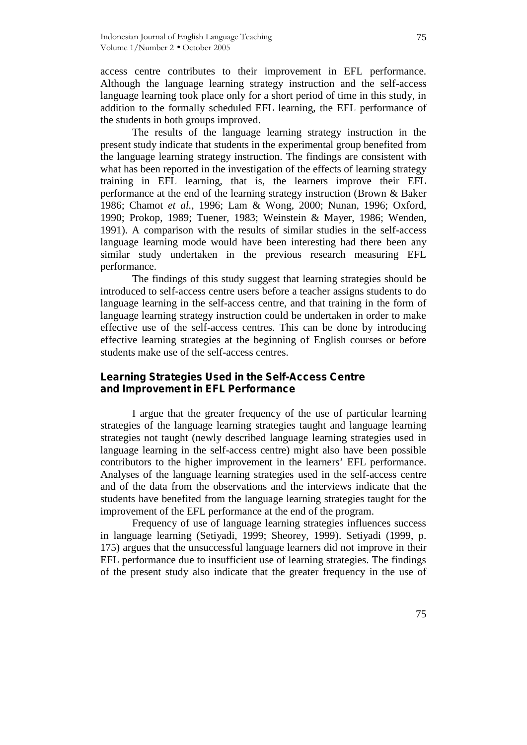access centre contributes to their improvement in EFL performance. Although the language learning strategy instruction and the self-access language learning took place only for a short period of time in this study, in addition to the formally scheduled EFL learning, the EFL performance of the students in both groups improved.

The results of the language learning strategy instruction in the present study indicate that students in the experimental group benefited from the language learning strategy instruction. The findings are consistent with what has been reported in the investigation of the effects of learning strategy training in EFL learning, that is, the learners improve their EFL performance at the end of the learning strategy instruction (Brown & Baker 1986; Chamot *et al.,* 1996; Lam & Wong, 2000; Nunan, 1996; Oxford, 1990; Prokop, 1989; Tuener, 1983; Weinstein & Mayer, 1986; Wenden, 1991). A comparison with the results of similar studies in the self-access language learning mode would have been interesting had there been any similar study undertaken in the previous research measuring EFL performance.

The findings of this study suggest that learning strategies should be introduced to self-access centre users before a teacher assigns students to do language learning in the self-access centre, and that training in the form of language learning strategy instruction could be undertaken in order to make effective use of the self-access centres. This can be done by introducing effective learning strategies at the beginning of English courses or before students make use of the self-access centres.

## Learning Strategies Used in the Self-Access Centre and Improvement in EFL Performance

I argue that the greater frequency of the use of particular learning strategies of the language learning strategies taught and language learning strategies not taught (newly described language learning strategies used in language learning in the self-access centre) might also have been possible contributors to the higher improvement in the learners' EFL performance. Analyses of the language learning strategies used in the self-access centre and of the data from the observations and the interviews indicate that the students have benefited from the language learning strategies taught for the improvement of the EFL performance at the end of the program.

Frequency of use of language learning strategies influences success in language learning (Setiyadi, 1999; Sheorey, 1999). Setiyadi (1999, p. 175) argues that the unsuccessful language learners did not improve in their EFL performance due to insufficient use of learning strategies. The findings of the present study also indicate that the greater frequency in the use of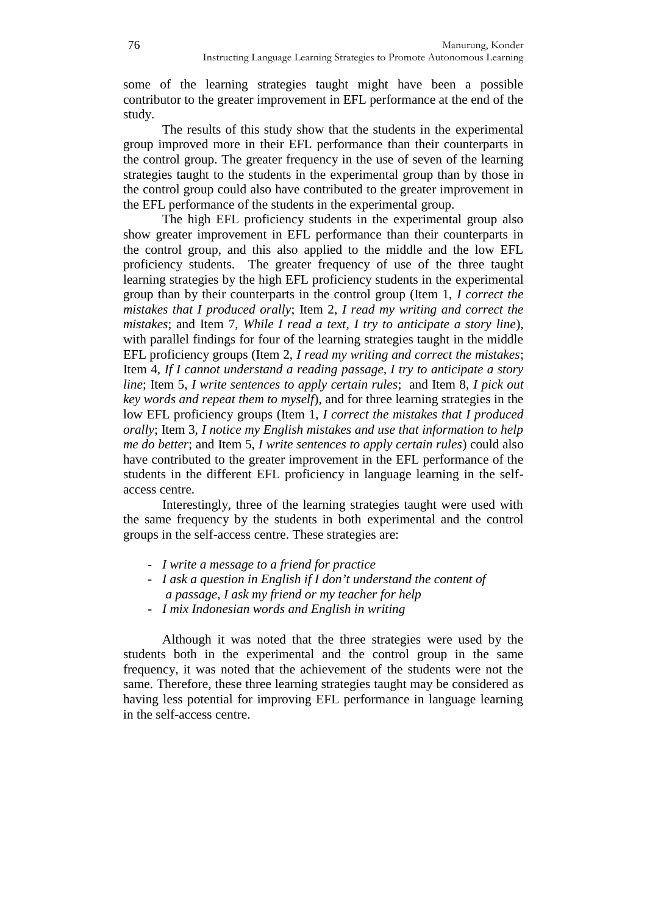some of the learning strategies taught might have been a possible contributor to the greater improvement in EFL performance at the end of the study.

The results of this study show that the students in the experimental group improved more in their EFL performance than their counterparts in the control group. The greater frequency in the use of seven of the learning strategies taught to the students in the experimental group than by those in the control group could also have contributed to the greater improvement in the EFL performance of the students in the experimental group.

The high EFL proficiency students in the experimental group also show greater improvement in EFL performance than their counterparts in the control group, and this also applied to the middle and the low EFL proficiency students. The greater frequency of use of the three taught learning strategies by the high EFL proficiency students in the experimental group than by their counterparts in the control group (Item 1, *I correct the mistakes that I produced orally*; Item 2, *I read my writing and correct the mistakes*; and Item 7, *While I read a text, I try to anticipate a story line*), with parallel findings for four of the learning strategies taught in the middle EFL proficiency groups (Item 2, *I read my writing and correct the mistakes*; Item 4, *If I cannot understand a reading passage, I try to anticipate a story line*; Item 5, *I write sentences to apply certain rules*; and Item 8, *I pick out key words and repeat them to myself*), and for three learning strategies in the low EFL proficiency groups (Item 1, *I correct the mistakes that I produced orally*; Item 3, *I notice my English mistakes and use that information to help me do better*; and Item 5, *I write sentences to apply certain rules*) could also have contributed to the greater improvement in the EFL performance of the students in the different EFL proficiency in language learning in the self-access centre.

Interestingly, three of the learning strategies taught were used with the same frequency by the students in both experimental and the control groups in the self-access centre. These strategies are:

- *I write a message to a friend for practice*
- *I ask a question in English if I don't understand the content of a passage, I ask my friend or my teacher for help*
- *I mix Indonesian words and English in writing*

Although it was noted that the three strategies were used by the students both in the experimental and the control group in the same frequency, it was noted that the achievement of the students were not the same. Therefore, these three learning strategies taught may be considered as having less potential for improving EFL performance in language learning in the self-access centre.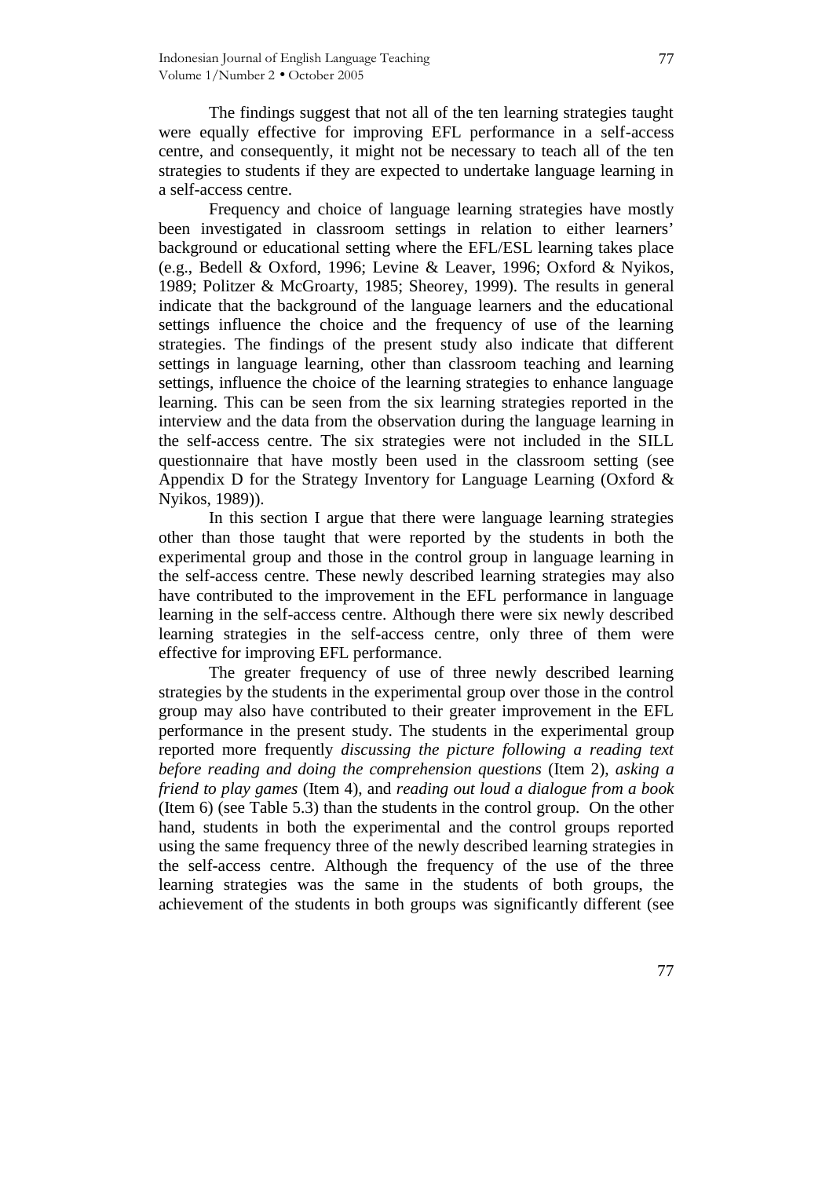The findings suggest that not all of the ten learning strategies taught were equally effective for improving EFL performance in a self-access centre, and consequently, it might not be necessary to teach all of the ten strategies to students if they are expected to undertake language learning in a self-access centre.

Frequency and choice of language learning strategies have mostly been investigated in classroom settings in relation to either learners' background or educational setting where the EFL/ESL learning takes place (e.g., Bedell & Oxford, 1996; Levine & Leaver, 1996; Oxford & Nyikos, 1989; Politzer & McGroarty, 1985; Sheorey, 1999). The results in general indicate that the background of the language learners and the educational settings influence the choice and the frequency of use of the learning strategies. The findings of the present study also indicate that different settings in language learning, other than classroom teaching and learning settings, influence the choice of the learning strategies to enhance language learning. This can be seen from the six learning strategies reported in the interview and the data from the observation during the language learning in the self-access centre. The six strategies were not included in the SILL questionnaire that have mostly been used in the classroom setting (see Appendix D for the Strategy Inventory for Language Learning (Oxford & Nyikos, 1989)).

In this section I argue that there were language learning strategies other than those taught that were reported by the students in both the experimental group and those in the control group in language learning in the self-access centre. These newly described learning strategies may also have contributed to the improvement in the EFL performance in language learning in the self-access centre. Although there were six newly described learning strategies in the self-access centre, only three of them were effective for improving EFL performance.

The greater frequency of use of three newly described learning strategies by the students in the experimental group over those in the control group may also have contributed to their greater improvement in the EFL performance in the present study. The students in the experimental group reported more frequently *discussing the picture following a reading text before reading and doing the comprehension questions* (Item 2), *asking a friend to play games* (Item 4), and *reading out loud a dialogue from a book* (Item 6) (see Table 5.3) than the students in the control group. On the other hand, students in both the experimental and the control groups reported using the same frequency three of the newly described learning strategies in the self-access centre. Although the frequency of the use of the three learning strategies was the same in the students of both groups, the achievement of the students in both groups was significantly different (see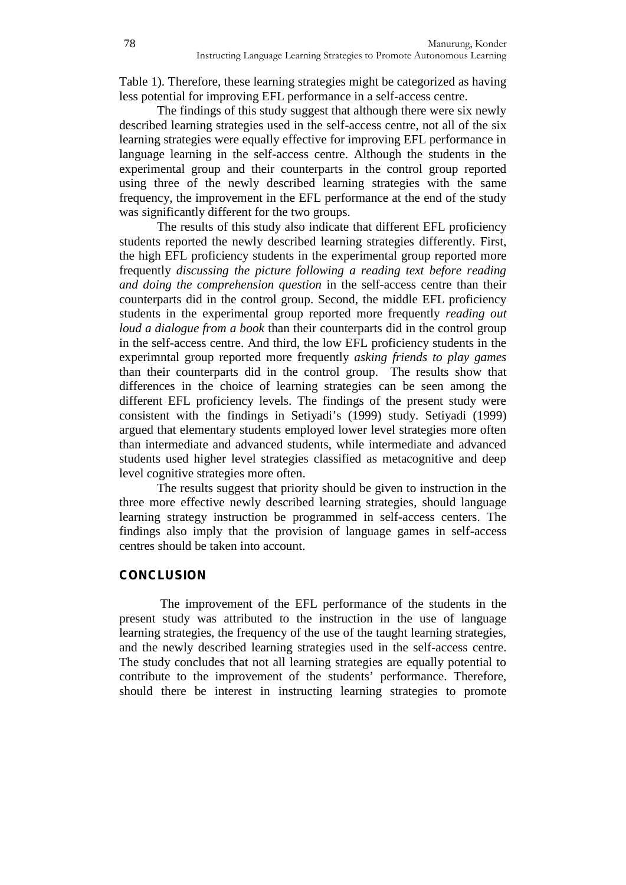Table 1). Therefore, these learning strategies might be categorized as having less potential for improving EFL performance in a self-access centre.

The findings of this study suggest that although there were six newly described learning strategies used in the self-access centre, not all of the six learning strategies were equally effective for improving EFL performance in language learning in the self-access centre. Although the students in the experimental group and their counterparts in the control group reported using three of the newly described learning strategies with the same frequency, the improvement in the EFL performance at the end of the study was significantly different for the two groups.

The results of this study also indicate that different EFL proficiency students reported the newly described learning strategies differently. First, the high EFL proficiency students in the experimental group reported more frequently *discussing the picture following a reading text before reading and doing the comprehension question* in the self-access centre than their counterparts did in the control group. Second, the middle EFL proficiency students in the experimental group reported more frequently *reading out loud a dialogue from a book* than their counterparts did in the control group in the self-access centre. And third, the low EFL proficiency students in the experimntal group reported more frequently *asking friends to play games* than their counterparts did in the control group. The results show that differences in the choice of learning strategies can be seen among the different EFL proficiency levels. The findings of the present study were consistent with the findings in Setiyadi's (1999) study. Setiyadi (1999) argued that elementary students employed lower level strategies more often than intermediate and advanced students, while intermediate and advanced students used higher level strategies classified as metacognitive and deep level cognitive strategies more often.

The results suggest that priority should be given to instruction in the three more effective newly described learning strategies, should language learning strategy instruction be programmed in self-access centers. The findings also imply that the provision of language games in self-access centres should be taken into account.

## CONCLUSION

The improvement of the EFL performance of the students in the present study was attributed to the instruction in the use of language learning strategies, the frequency of the use of the taught learning strategies, and the newly described learning strategies used in the self-access centre. The study concludes that not all learning strategies are equally potential to contribute to the improvement of the students' performance. Therefore, should there be interest in instructing learning strategies to promote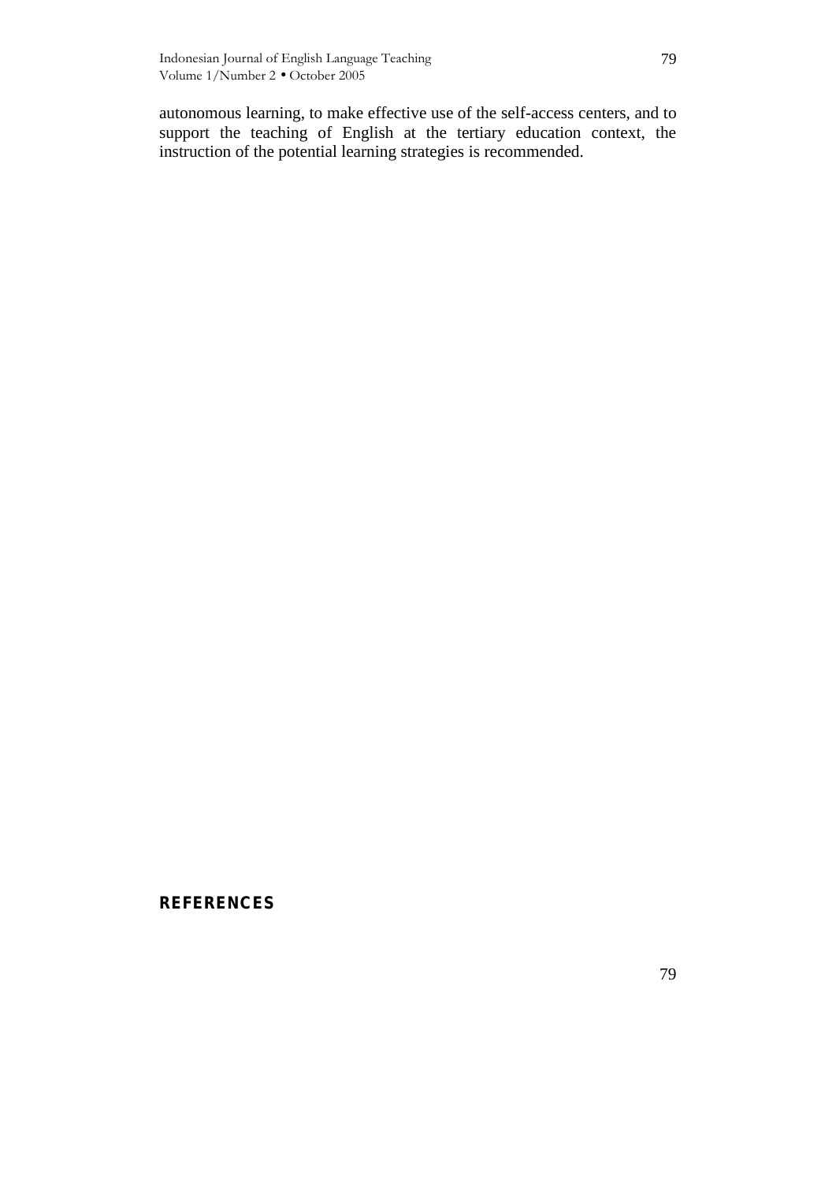autonomous learning, to make effective use of the self-access centers, and to support the teaching of English at the tertiary education context, the instruction of the potential learning strategies is recommended.

## REFERENCES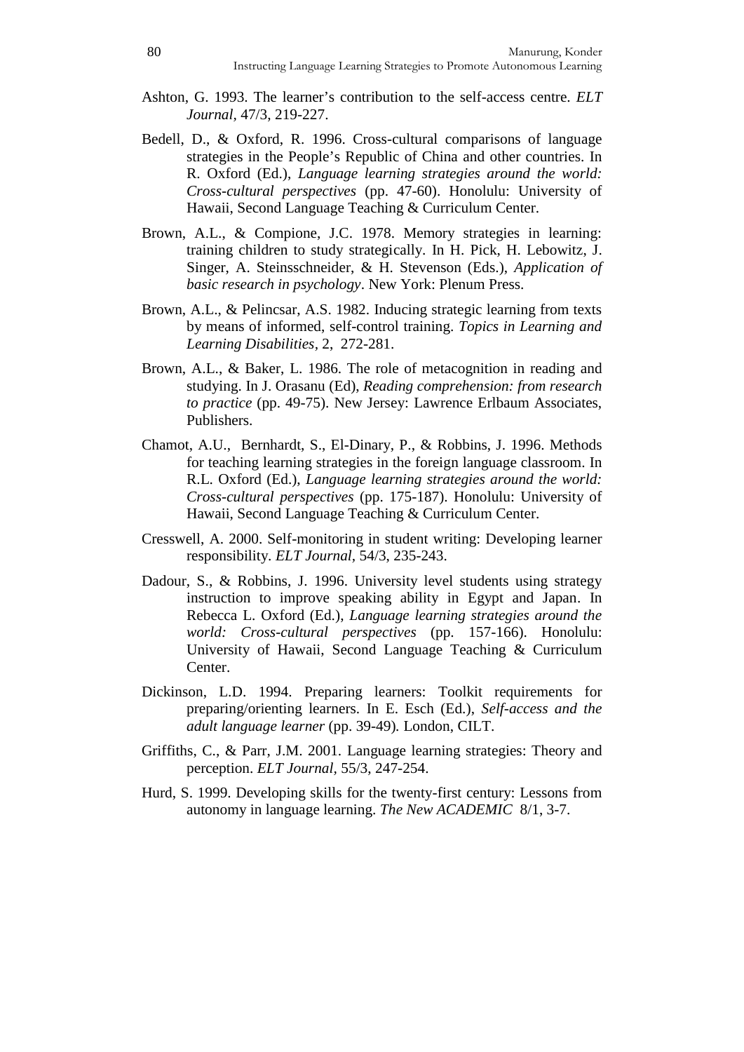Ashton, G. 1993. The learner's contribution to the self-access centre. *ELT Journal*, 47/3, 219-227.

Bedell, D., & Oxford, R. 1996. Cross-cultural comparisons of language strategies in the People's Republic of China and other countries. In R. Oxford (Ed.), *Language learning strategies around the world: Cross-cultural perspectives* (pp. 47-60). Honolulu: University of Hawaii, Second Language Teaching & Curriculum Center.

Brown, A.L., & Compione, J.C. 1978. Memory strategies in learning: training children to study strategically. In H. Pick, H. Lebowitz, J. Singer, A. Steinsschneider, & H. Stevenson (Eds.), *Application of basic research in psychology*. New York: Plenum Press.

Brown, A.L., & Pelincsar, A.S. 1982. Inducing strategic learning from texts by means of informed, self-control training. *Topics in Learning and Learning Disabilities*, 2, 272-281.

Brown, A.L., & Baker, L. 1986. The role of metacognition in reading and studying. In J. Orasanu (Ed), *Reading comprehension: from research to practice* (pp. 49-75). New Jersey: Lawrence Erlbaum Associates, Publishers.

Chamot, A.U., Bernhardt, S., El-Dinary, P., & Robbins, J. 1996. Methods for teaching learning strategies in the foreign language classroom. In R.L. Oxford (Ed.), *Language learning strategies around the world: Cross-cultural perspectives* (pp. 175-187). Honolulu: University of Hawaii, Second Language Teaching & Curriculum Center.

Cresswell, A. 2000. Self-monitoring in student writing: Developing learner responsibility. *ELT Journal*, 54/3, 235-243.

Dadour, S., & Robbins, J. 1996. University level students using strategy instruction to improve speaking ability in Egypt and Japan. In Rebecca L. Oxford (Ed.), *Language learning strategies around the world: Cross-cultural perspectives* (pp. 157-166). Honolulu: University of Hawaii, Second Language Teaching & Curriculum Center.

Dickinson, L.D. 1994. Preparing learners: Toolkit requirements for preparing/orienting learners. In E. Esch (Ed.), *Self-access and the adult language learner* (pp. 39-49). London, CILT.

Griffiths, C., & Parr, J.M. 2001. Language learning strategies: Theory and perception. *ELT Journal*, 55/3, 247-254.

Hurd, S. 1999. Developing skills for the twenty-first century: Lessons from autonomy in language learning. *The New ACADEMIC* 8/1, 3-7.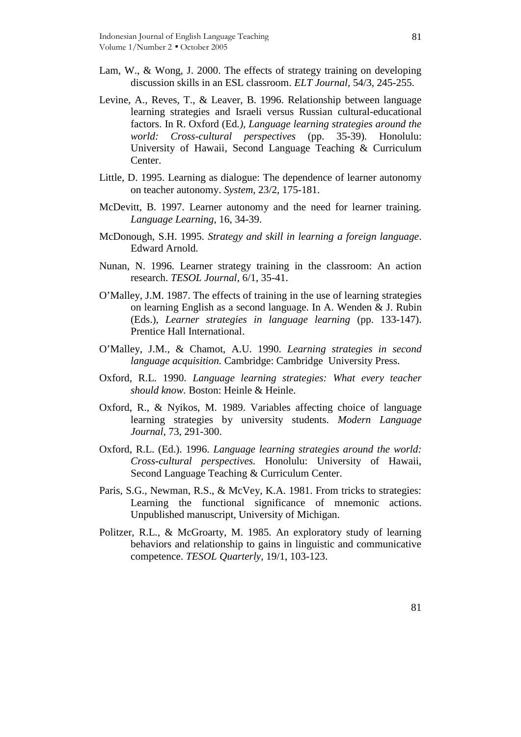Lam, W., & Wong, J. 2000. The effects of strategy training on developing discussion skills in an ESL classroom. *ELT Journal*, 54/3, 245-255.

Levine, A., Reves, T., & Leaver, B. 1996. Relationship between language learning strategies and Israeli versus Russian cultural-educational factors. In R. Oxford (Ed*.), Language learning strategies around the world: Cross-cultural perspectives* (pp. 35-39). Honolulu: University of Hawaii, Second Language Teaching & Curriculum Center.

Little, D. 1995. Learning as dialogue: The dependence of learner autonomy on teacher autonomy. *System*, 23/2, 175-181.

McDevitt, B. 1997. Learner autonomy and the need for learner training. *Language Learning,* 16, 34-39.

McDonough, S.H. 1995. *Strategy and skill in learning a foreign language*. Edward Arnold.

Nunan, N. 1996. Learner strategy training in the classroom: An action research. *TESOL Journal*, 6/1, 35-41.

O'Malley, J.M. 1987. The effects of training in the use of learning strategies on learning English as a second language. In A. Wenden & J. Rubin (Eds.), *Learner strategies in language learning* (pp. 133-147). Prentice Hall International.

O'Malley, J.M., & Chamot, A.U. 1990. *Learning strategies in second language acquisition.* Cambridge: Cambridge University Press.

Oxford, R.L. 1990. *Language learning strategies: What every teacher should know.* Boston: Heinle & Heinle.

Oxford, R., & Nyikos, M. 1989. Variables affecting choice of language learning strategies by university students. *Modern Language Journal*, 73, 291-300.

Oxford, R.L. (Ed.). 1996. *Language learning strategies around the world: Cross-cultural perspectives.* Honolulu: University of Hawaii, Second Language Teaching & Curriculum Center.

Paris, S.G., Newman, R.S., & McVey, K.A. 1981. From tricks to strategies: Learning the functional significance of mnemonic actions. Unpublished manuscript, University of Michigan.

Politzer, R.L., & McGroarty, M. 1985. An exploratory study of learning behaviors and relationship to gains in linguistic and communicative competence. *TESOL Quarterly*, 19/1, 103-123.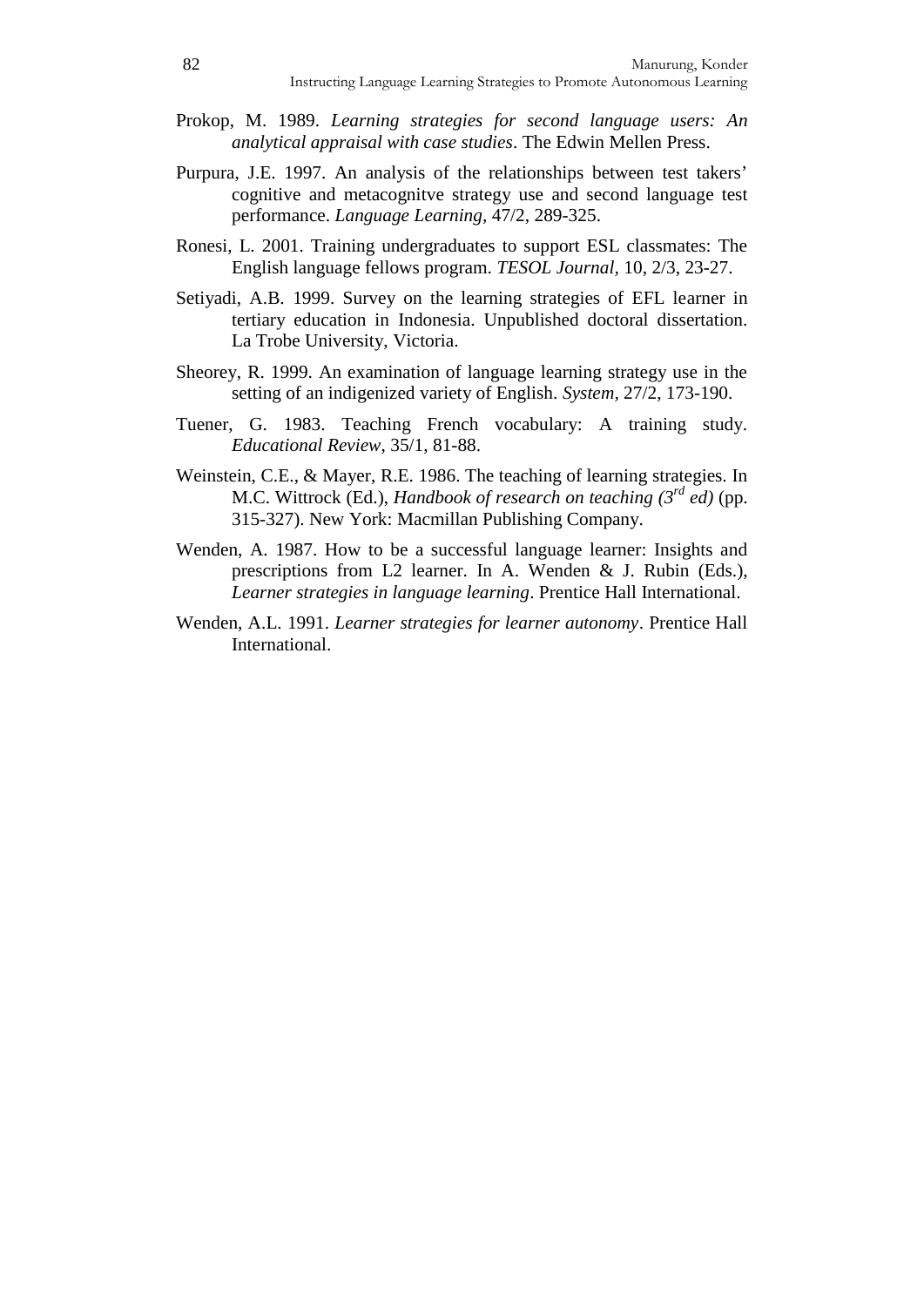Prokop, M. 1989. *Learning strategies for second language users: An analytical appraisal with case studies*. The Edwin Mellen Press.

Purpura, J.E. 1997. An analysis of the relationships between test takers' cognitive and metacognitve strategy use and second language test performance. *Language Learning,* 47/2, 289-325.

Ronesi, L. 2001. Training undergraduates to support ESL classmates: The English language fellows program. *TESOL Journal,* 10, 2/3, 23-27.

Setiyadi, A.B. 1999. Survey on the learning strategies of EFL learner in tertiary education in Indonesia. Unpublished doctoral dissertation. La Trobe University, Victoria.

Sheorey, R. 1999. An examination of language learning strategy use in the setting of an indigenized variety of English. *System,* 27/2, 173-190.

Tuener, G. 1983. Teaching French vocabulary: A training study. *Educational Review*, 35/1, 81-88.

Weinstein, C.E., & Mayer, R.E. 1986. The teaching of learning strategies. In M.C. Wittrock (Ed.), *Handbook of research on teaching (3rd ed)* (pp. 315-327). New York: Macmillan Publishing Company.

Wenden, A. 1987. How to be a successful language learner: Insights and prescriptions from L2 learner. In A. Wenden & J. Rubin (Eds.), *Learner strategies in language learning*. Prentice Hall International.

Wenden, A.L. 1991. *Learner strategies for learner autonomy*. Prentice Hall International.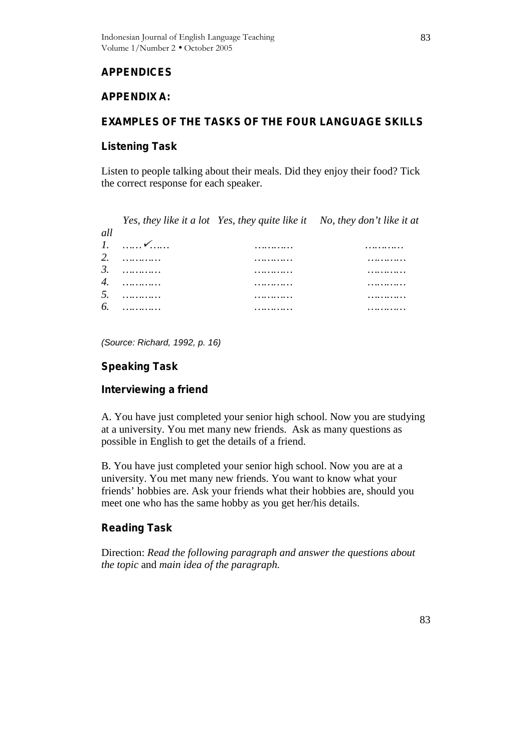## APPENDICES

### APPENDIX A:

### EXAMPLES OF THE TASKS OF THE FOUR LANGUAGE SKILLS

#### Listening Task

Listen to people talking about their meals. Did they enjoy their food? Tick the correct response for each speaker.

| | *Yes, they like it a lot* | *Yes, they quite like it* | *No, they don't like it at all* |
|---|---|---|---|
| *1.* | ……✓…… | ………… | ………… |
| *2.* | ………… | ………… | ………… |
| *3.* | ………… | ………… | ………… |
| *4.* | ………… | ………… | ………… |
| *5.* | ………… | ………… | ………… |
| *6.* | ………… | ………… | ………… |

*(Source: Richard, 1992, p. 16)*

#### Speaking Task

#### Interviewing a friend

A. You have just completed your senior high school. Now you are studying at a university. You met many new friends. Ask as many questions as possible in English to get the details of a friend.

B. You have just completed your senior high school. Now you are at a university. You met many new friends. You want to know what your friends' hobbies are. Ask your friends what their hobbies are, should you meet one who has the same hobby as you get her/his details.

#### Reading Task

Direction: *Read the following paragraph and answer the questions about the topic* and *main idea of the paragraph.*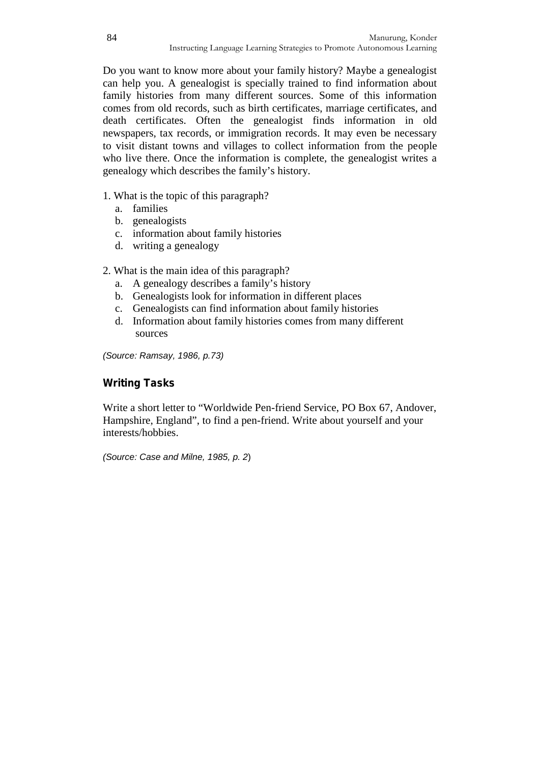Do you want to know more about your family history? Maybe a genealogist can help you. A genealogist is specially trained to find information about family histories from many different sources. Some of this information comes from old records, such as birth certificates, marriage certificates, and death certificates. Often the genealogist finds information in old newspapers, tax records, or immigration records. It may even be necessary to visit distant towns and villages to collect information from the people who live there. Once the information is complete, the genealogist writes a genealogy which describes the family's history.

1. What is the topic of this paragraph?
   a. families
   b. genealogists
   c. information about family histories
   d. writing a genealogy

2. What is the main idea of this paragraph?
   a. A genealogy describes a family's history
   b. Genealogists look for information in different places
   c. Genealogists can find information about family histories
   d. Information about family histories comes from many different sources

*(Source: Ramsay, 1986, p.73)*

### Writing Tasks

Write a short letter to "Worldwide Pen-friend Service, PO Box 67, Andover, Hampshire, England", to find a pen-friend. Write about yourself and your interests/hobbies.

*(Source: Case and Milne, 1985, p. 2)*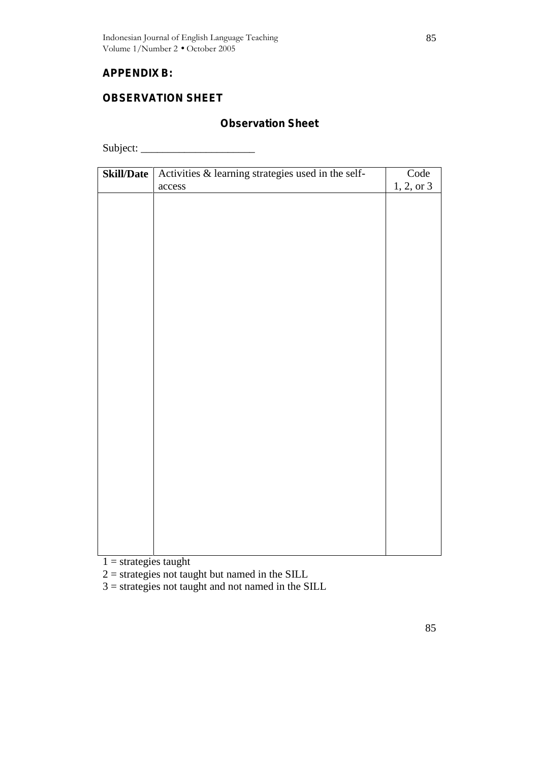## APPENDIX B:

## OBSERVATION SHEET

### Observation Sheet

Subject: ____________________

| Skill/Date | Activities & learning strategies used in the self-access | Code 1, 2, or 3 |
|---|---|---|
| | | |

1 = strategies taught

2 = strategies not taught but named in the SILL

3 = strategies not taught and not named in the SILL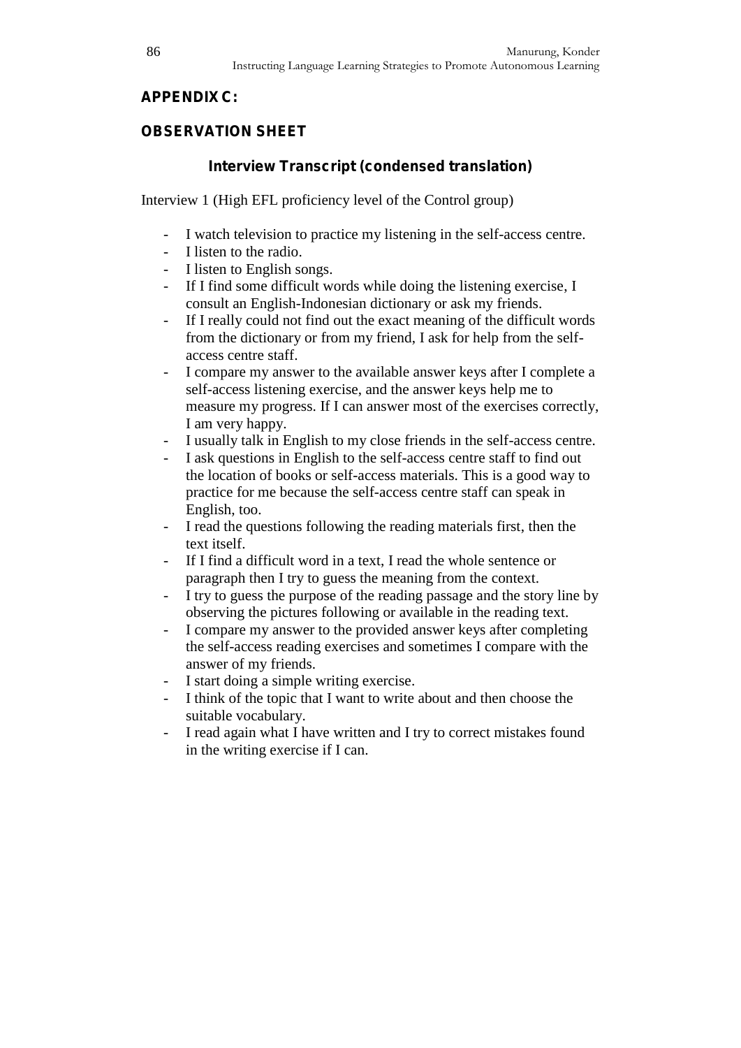## APPENDIX C:

## OBSERVATION SHEET

### Interview Transcript (condensed translation)

Interview 1 (High EFL proficiency level of the Control group)

- I watch television to practice my listening in the self-access centre.
- I listen to the radio.
- I listen to English songs.
- If I find some difficult words while doing the listening exercise, I consult an English-Indonesian dictionary or ask my friends.
- If I really could not find out the exact meaning of the difficult words from the dictionary or from my friend, I ask for help from the self-access centre staff.
- I compare my answer to the available answer keys after I complete a self-access listening exercise, and the answer keys help me to measure my progress. If I can answer most of the exercises correctly, I am very happy.
- I usually talk in English to my close friends in the self-access centre.
- I ask questions in English to the self-access centre staff to find out the location of books or self-access materials. This is a good way to practice for me because the self-access centre staff can speak in English, too.
- I read the questions following the reading materials first, then the text itself.
- If I find a difficult word in a text, I read the whole sentence or paragraph then I try to guess the meaning from the context.
- I try to guess the purpose of the reading passage and the story line by observing the pictures following or available in the reading text.
- I compare my answer to the provided answer keys after completing the self-access reading exercises and sometimes I compare with the answer of my friends.
- I start doing a simple writing exercise.
- I think of the topic that I want to write about and then choose the suitable vocabulary.
- I read again what I have written and I try to correct mistakes found in the writing exercise if I can.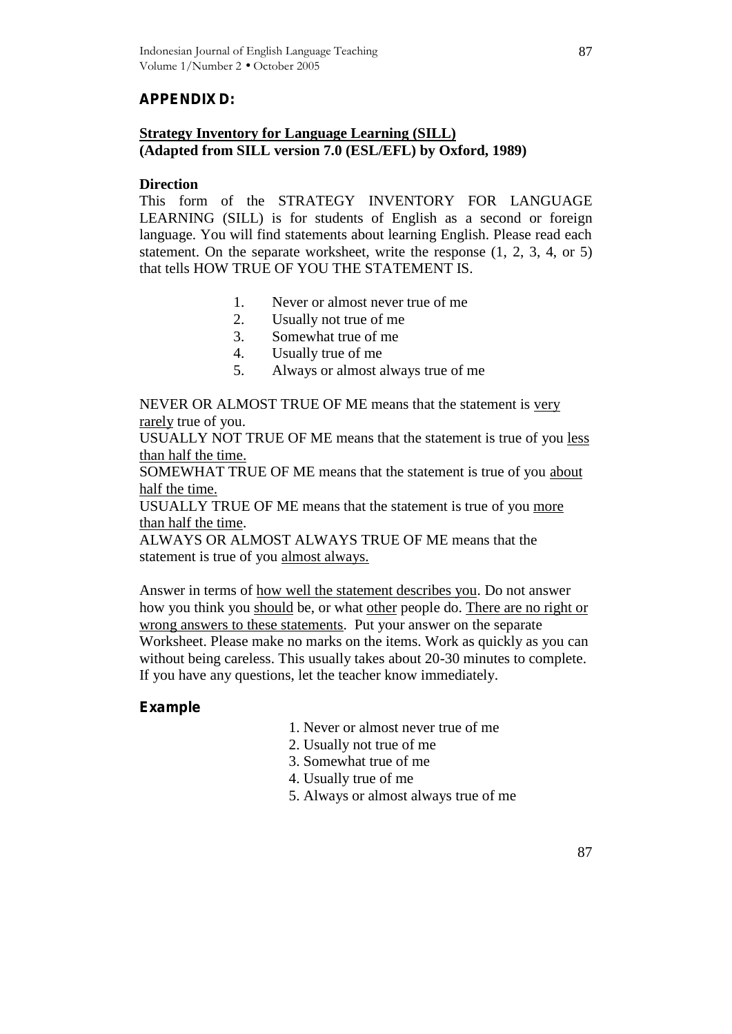## APPENDIX D:

**<u>Strategy Inventory for Language Learning (SILL)</u>**
**(Adapted from SILL version 7.0 (ESL/EFL) by Oxford, 1989)**

**Direction**

This form of the STRATEGY INVENTORY FOR LANGUAGE LEARNING (SILL) is for students of English as a second or foreign language. You will find statements about learning English. Please read each statement. On the separate worksheet, write the response (1, 2, 3, 4, or 5) that tells HOW TRUE OF YOU THE STATEMENT IS.

1. Never or almost never true of me
2. Usually not true of me
3. Somewhat true of me
4. Usually true of me
5. Always or almost always true of me

NEVER OR ALMOST TRUE OF ME means that the statement is <u>very rarely</u> true of you.
USUALLY NOT TRUE OF ME means that the statement is true of you <u>less than half the time.</u>
SOMEWHAT TRUE OF ME means that the statement is true of you <u>about half the time.</u>
USUALLY TRUE OF ME means that the statement is true of you <u>more than half the time</u>.
ALWAYS OR ALMOST ALWAYS TRUE OF ME means that the statement is true of you <u>almost always.</u>

Answer in terms of <u>how well the statement describes you</u>. Do not answer how you think you <u>should</u> be, or what <u>other</u> people do. <u>There are no right or wrong answers to these statements</u>. Put your answer on the separate Worksheet. Please make no marks on the items. Work as quickly as you can without being careless. This usually takes about 20-30 minutes to complete. If you have any questions, let the teacher know immediately.

### Example

1. Never or almost never true of me
2. Usually not true of me
3. Somewhat true of me
4. Usually true of me
5. Always or almost always true of me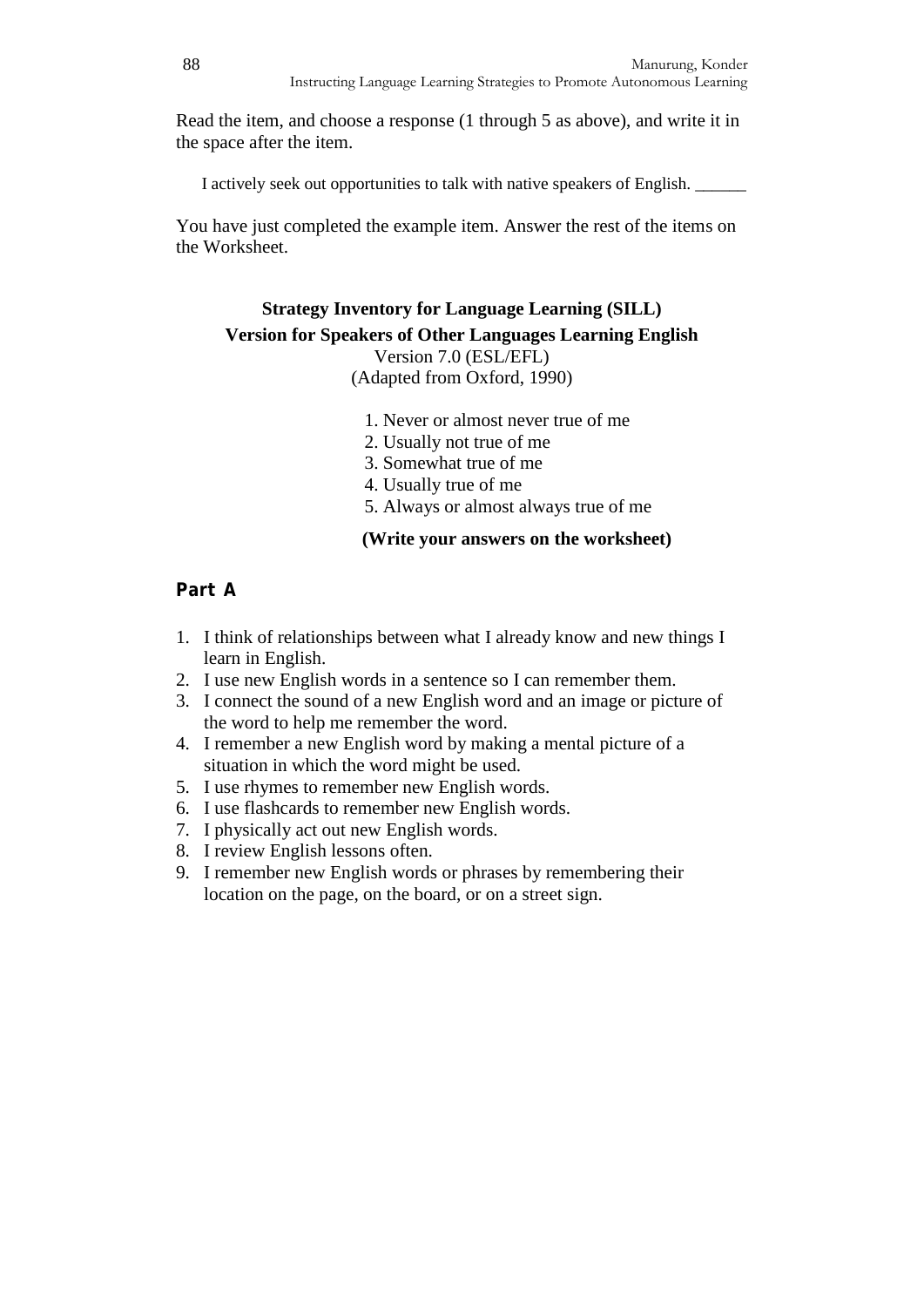Read the item, and choose a response (1 through 5 as above), and write it in the space after the item.

I actively seek out opportunities to talk with native speakers of English. ______

You have just completed the example item. Answer the rest of the items on the Worksheet.

**Strategy Inventory for Language Learning (SILL)**
**Version for Speakers of Other Languages Learning English**
Version 7.0 (ESL/EFL)
(Adapted from Oxford, 1990)

1. Never or almost never true of me
2. Usually not true of me
3. Somewhat true of me
4. Usually true of me
5. Always or almost always true of me

**(Write your answers on the worksheet)**

## Part A

1. I think of relationships between what I already know and new things I learn in English.
2. I use new English words in a sentence so I can remember them.
3. I connect the sound of a new English word and an image or picture of the word to help me remember the word.
4. I remember a new English word by making a mental picture of a situation in which the word might be used.
5. I use rhymes to remember new English words.
6. I use flashcards to remember new English words.
7. I physically act out new English words.
8. I review English lessons often.
9. I remember new English words or phrases by remembering their location on the page, on the board, or on a street sign.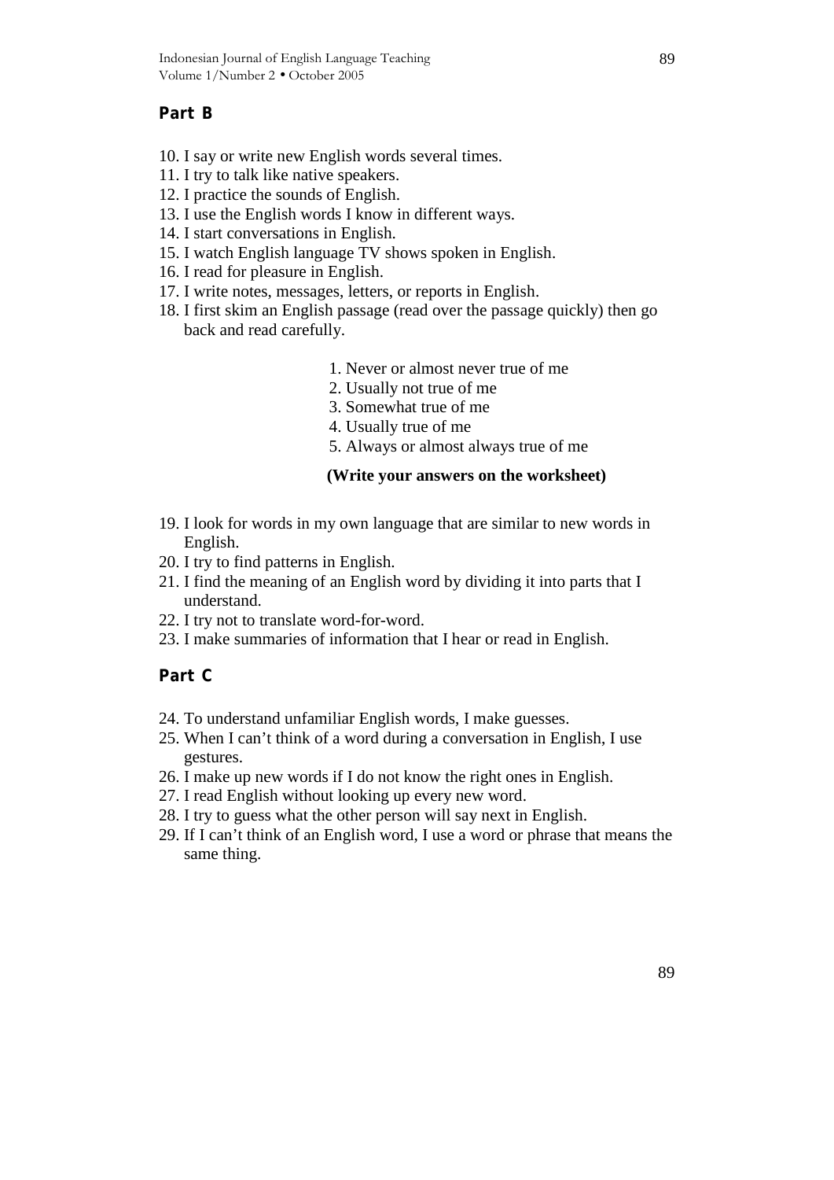## Part B

10. I say or write new English words several times.
11. I try to talk like native speakers.
12. I practice the sounds of English.
13. I use the English words I know in different ways.
14. I start conversations in English.
15. I watch English language TV shows spoken in English.
16. I read for pleasure in English.
17. I write notes, messages, letters, or reports in English.
18. I first skim an English passage (read over the passage quickly) then go back and read carefully.

> 1. Never or almost never true of me
> 2. Usually not true of me
> 3. Somewhat true of me
> 4. Usually true of me
> 5. Always or almost always true of me
>
> **(Write your answers on the worksheet)**

19. I look for words in my own language that are similar to new words in English.
20. I try to find patterns in English.
21. I find the meaning of an English word by dividing it into parts that I understand.
22. I try not to translate word-for-word.
23. I make summaries of information that I hear or read in English.

## Part C

24. To understand unfamiliar English words, I make guesses.
25. When I can't think of a word during a conversation in English, I use gestures.
26. I make up new words if I do not know the right ones in English.
27. I read English without looking up every new word.
28. I try to guess what the other person will say next in English.
29. If I can't think of an English word, I use a word or phrase that means the same thing.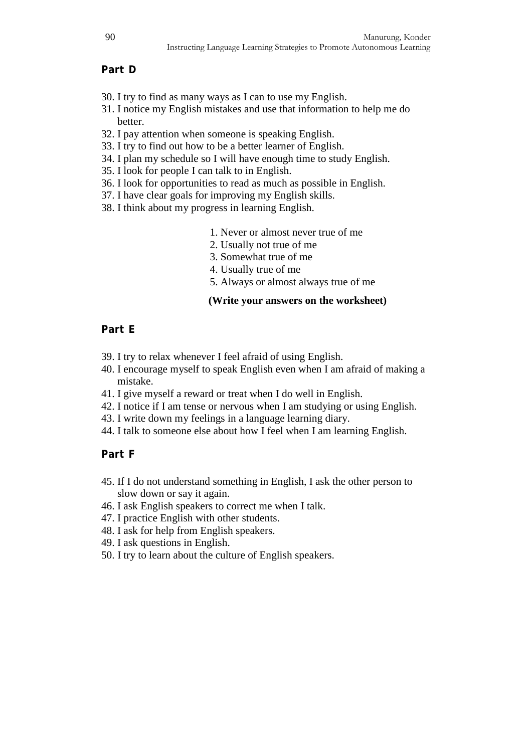## Part D

30. I try to find as many ways as I can to use my English.
31. I notice my English mistakes and use that information to help me do better.
32. I pay attention when someone is speaking English.
33. I try to find out how to be a better learner of English.
34. I plan my schedule so I will have enough time to study English.
35. I look for people I can talk to in English.
36. I look for opportunities to read as much as possible in English.
37. I have clear goals for improving my English skills.
38. I think about my progress in learning English.

1. Never or almost never true of me
2. Usually not true of me
3. Somewhat true of me
4. Usually true of me
5. Always or almost always true of me

**(Write your answers on the worksheet)**

## Part E

39. I try to relax whenever I feel afraid of using English.
40. I encourage myself to speak English even when I am afraid of making a mistake.
41. I give myself a reward or treat when I do well in English.
42. I notice if I am tense or nervous when I am studying or using English.
43. I write down my feelings in a language learning diary.
44. I talk to someone else about how I feel when I am learning English.

## Part F

45. If I do not understand something in English, I ask the other person to slow down or say it again.
46. I ask English speakers to correct me when I talk.
47. I practice English with other students.
48. I ask for help from English speakers.
49. I ask questions in English.
50. I try to learn about the culture of English speakers.